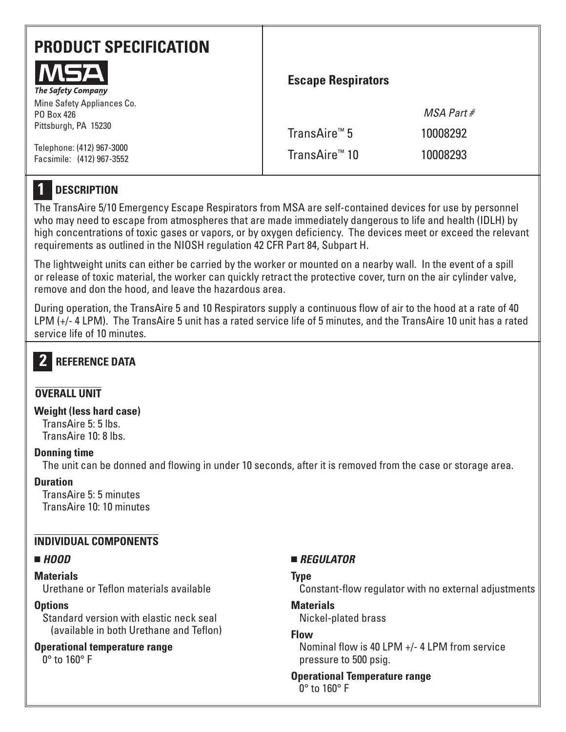# PRODUCT SPECIFICATION

**MSA**
*The Safety Company*

Mine Safety Appliances Co.
PO Box 426
Pittsburgh, PA 15230

Telephone: (412) 967-3000
Facsimile: (412) 967-3552

## Escape Respirators

| | *MSA Part #* |
|---|---|
| TransAire™ 5 | 10008292 |
| TransAire™ 10 | 10008293 |

## 1 DESCRIPTION

The TransAire 5/10 Emergency Escape Respirators from MSA are self-contained devices for use by personnel who may need to escape from atmospheres that are made immediately dangerous to life and health (IDLH) by high concentrations of toxic gases or vapors, or by oxygen deficiency. The devices meet or exceed the relevant requirements as outlined in the NIOSH regulation 42 CFR Part 84, Subpart H.

The lightweight units can either be carried by the worker or mounted on a nearby wall. In the event of a spill or release of toxic material, the worker can quickly retract the protective cover, turn on the air cylinder valve, remove and don the hood, and leave the hazardous area.

During operation, the TransAire 5 and 10 Respirators supply a continuous flow of air to the hood at a rate of 40 LPM (+/- 4 LPM). The TransAire 5 unit has a rated service life of 5 minutes, and the TransAire 10 unit has a rated service life of 10 minutes.

## 2 REFERENCE DATA

### OVERALL UNIT

**Weight (less hard case)**
TransAire 5: 5 lbs.
TransAire 10: 8 lbs.

**Donning time**
The unit can be donned and flowing in under 10 seconds, after it is removed from the case or storage area.

**Duration**
TransAire 5: 5 minutes
TransAire 10: 10 minutes

### INDIVIDUAL COMPONENTS

■ ***HOOD***

**Materials**
Urethane or Teflon materials available

**Options**
Standard version with elastic neck seal (available in both Urethane and Teflon)

**Operational temperature range**
0° to 160° F

■ ***REGULATOR***

**Type**
Constant-flow regulator with no external adjustments

**Materials**
Nickel-plated brass

**Flow**
Nominal flow is 40 LPM +/- 4 LPM from service pressure to 500 psig.

**Operational Temperature range**
0° to 160° F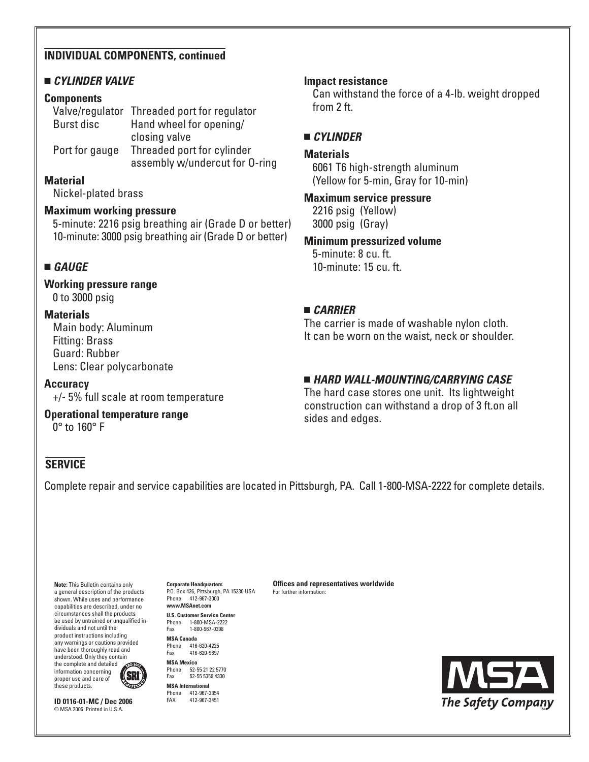## INDIVIDUAL COMPONENTS, continued

### ■ *CYLINDER VALVE*

**Components**

| | |
|---|---|
| Valve/regulator | Threaded port for regulator |
| Burst disc | Hand wheel for opening/ closing valve |
| Port for gauge | Threaded port for cylinder assembly w/undercut for O-ring |

**Material**

Nickel-plated brass

**Maximum working pressure**

5-minute: 2216 psig breathing air (Grade D or better)
10-minute: 3000 psig breathing air (Grade D or better)

### ■ *GAUGE*

**Working pressure range**

0 to 3000 psig

**Materials**

Main body: Aluminum
Fitting: Brass
Guard: Rubber
Lens: Clear polycarbonate

**Accuracy**

+/- 5% full scale at room temperature

**Operational temperature range**

0° to 160° F

**Impact resistance**

Can withstand the force of a 4-lb. weight dropped from 2 ft.

### ■ *CYLINDER*

**Materials**

6061 T6 high-strength aluminum
(Yellow for 5-min, Gray for 10-min)

**Maximum service pressure**

2216 psig (Yellow)
3000 psig (Gray)

**Minimum pressurized volume**

5-minute: 8 cu. ft.
10-minute: 15 cu. ft.

### ■ *CARRIER*

The carrier is made of washable nylon cloth. It can be worn on the waist, neck or shoulder.

### ■ *HARD WALL-MOUNTING/CARRYING CASE*

The hard case stores one unit. Its lightweight construction can withstand a drop of 3 ft.on all sides and edges.

## SERVICE

Complete repair and service capabilities are located in Pittsburgh, PA. Call 1-800-MSA-2222 for complete details.

**Note:** This Bulletin contains only a general description of the products shown. While uses and performance capabilities are described, under no circumstances shall the products be used by untrained or unqualified individuals and not until the product instructions including any warnings or cautions provided have been thoroughly read and understood. Only they contain the complete and detailed information concerning proper use and care of these products.

**ID 0116-01-MC / Dec 2006**
© MSA 2006 Printed in U.S.A.

**Corporate Headquarters**
P.O. Box 426, Pittsburgh, PA 15230 USA
Phone 412-967-3000
**www.MSAnet.com**

**U.S. Customer Service Center**
Phone 1-800-MSA-2222
Fax 1-800-967-0398

**MSA Canada**
Phone 416-620-4225
Fax 416-620-9697

**MSA Mexico**
Phone 52-55 21 22 5770
Fax 52-55 5359 4330

**MSA International**
Phone 412-967-3354
FAX 412-967-3451

**Offices and representatives worldwide**
For further information:

MSA The Safety Company™